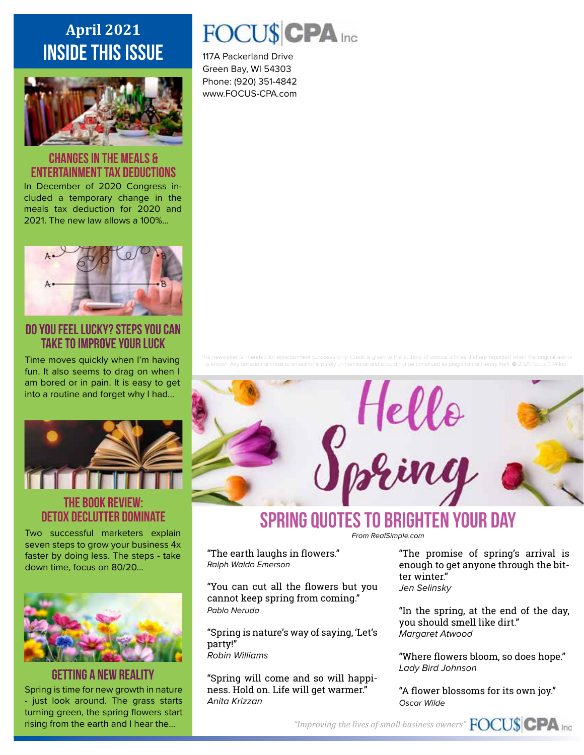## April 2021
# INSIDE THIS ISSUE

### CHANGES IN THE MEALS & ENTERTAINMENT TAX DEDUCTIONS

In December of 2020 Congress included a temporary change in the meals tax deduction for 2020 and 2021. The new law allows a 100%...

### DO YOU FEEL LUCKY? STEPS YOU CAN TAKE TO IMPROVE YOUR LUCK

Time moves quickly when I'm having fun. It also seems to drag on when I am bored or in pain. It is easy to get into a routine and forget why I had...

### THE BOOK REVIEW: DETOX DECLUTTER DOMINATE

Two successful marketers explain seven steps to grow your business 4x faster by doing less. The steps - take down time, focus on 80/20...

### GETTING A NEW REALITY

Spring is time for new growth in nature - just look around. The grass starts turning green, the spring flowers start rising from the earth and I hear the...

**FOCU$ CPA Inc**

117A Packerland Drive
Green Bay, WI 54303
Phone: (920) 351-4842
www.FOCUS-CPA.com

This newsletter is intended for entertainment purposes only. Credit is given to the authors of various articles that are reprinted when the original author is known. Any omission of credit to an author is purely unintentional and should not be construed as plagiarism or literary theft. © 2021 Focus CPA Inc.

Hello Spring

## SPRING QUOTES TO BRIGHTEN YOUR DAY

*From RealSimple.com*

"The earth laughs in flowers."
*Ralph Waldo Emerson*

"You can cut all the flowers but you cannot keep spring from coming."
*Pablo Neruda*

"Spring is nature's way of saying, 'Let's party!'"
*Robin Williams*

"Spring will come and so will happiness. Hold on. Life will get warmer."
*Anita Krizzan*

"The promise of spring's arrival is enough to get anyone through the bitter winter."
*Jen Selinsky*

"In the spring, at the end of the day, you should smell like dirt."
*Margaret Atwood*

"Where flowers bloom, so does hope."
*Lady Bird Johnson*

"A flower blossoms for its own joy."
*Oscar Wilde*

*"Improving the lives of small business owners"* FOCU$ CPA Inc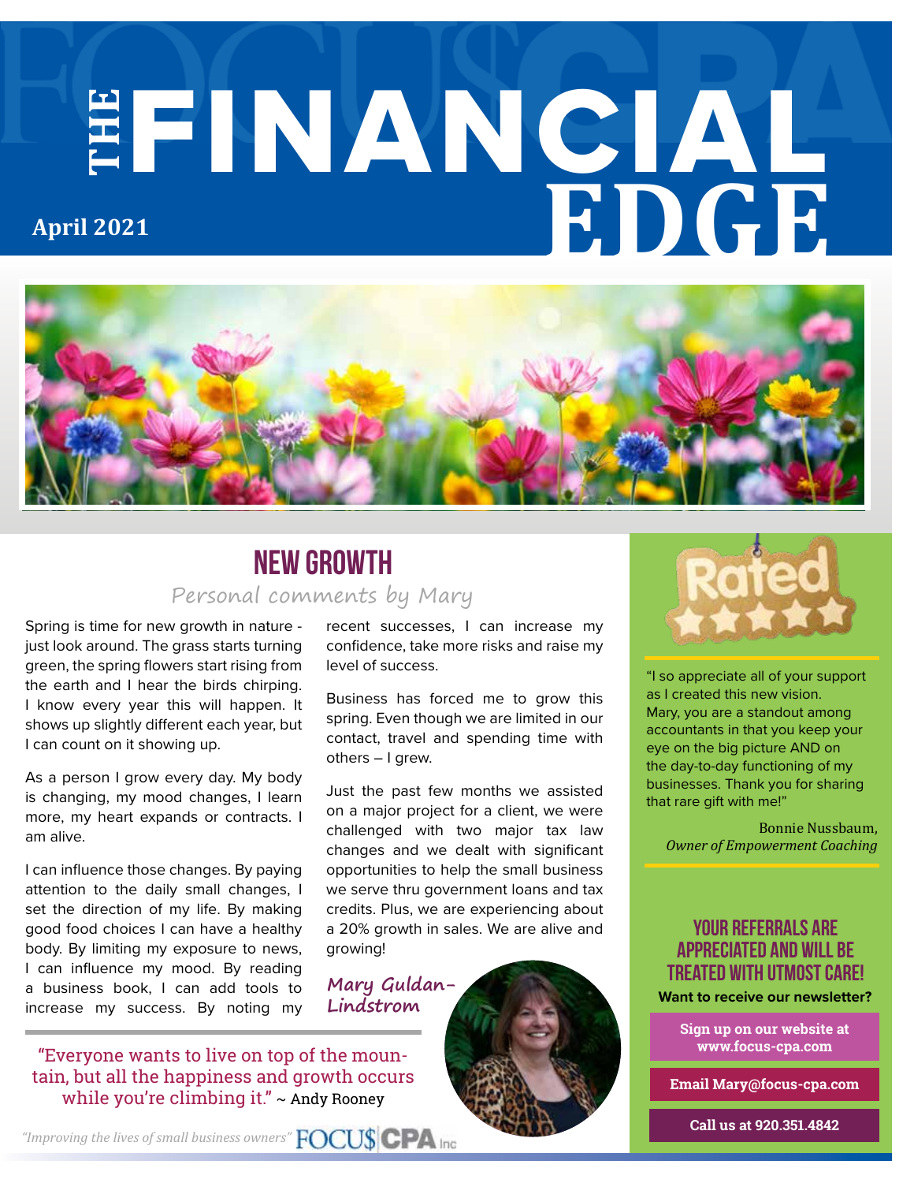# THE FINANCIAL EDGE

**April 2021**

## NEW GROWTH

*Personal comments by Mary*

Spring is time for new growth in nature - just look around. The grass starts turning green, the spring flowers start rising from the earth and I hear the birds chirping. I know every year this will happen. It shows up slightly different each year, but I can count on it showing up.

As a person I grow every day. My body is changing, my mood changes, I learn more, my heart expands or contracts. I am alive.

I can influence those changes. By paying attention to the daily small changes, I set the direction of my life. By making good food choices I can have a healthy body. By limiting my exposure to news, I can influence my mood. By reading a business book, I can add tools to increase my success. By noting my recent successes, I can increase my confidence, take more risks and raise my level of success.

Business has forced me to grow this spring. Even though we are limited in our contact, travel and spending time with others – I grew.

Just the past few months we assisted on a major project for a client, we were challenged with two major tax law changes and we dealt with significant opportunities to help the small business we serve thru government loans and tax credits. Plus, we are experiencing about a 20% growth in sales. We are alive and growing!

*Mary Guldan-Lindstrom*

"Everyone wants to live on top of the mountain, but all the happiness and growth occurs while you're climbing it." ~ Andy Rooney

*"Improving the lives of small business owners"* FOCU$ CPA Inc

---

**Rated**

"I so appreciate all of your support as I created this new vision. Mary, you are a standout among accountants in that you keep your eye on the big picture AND on the day-to-day functioning of my businesses. Thank you for sharing that rare gift with me!"

Bonnie Nussbaum,
*Owner of Empowerment Coaching*

### YOUR REFERRALS ARE APPRECIATED AND WILL BE TREATED WITH UTMOST CARE!

**Want to receive our newsletter?**

**Sign up on our website at www.focus-cpa.com**

**Email Mary@focus-cpa.com**

**Call us at 920.351.4842**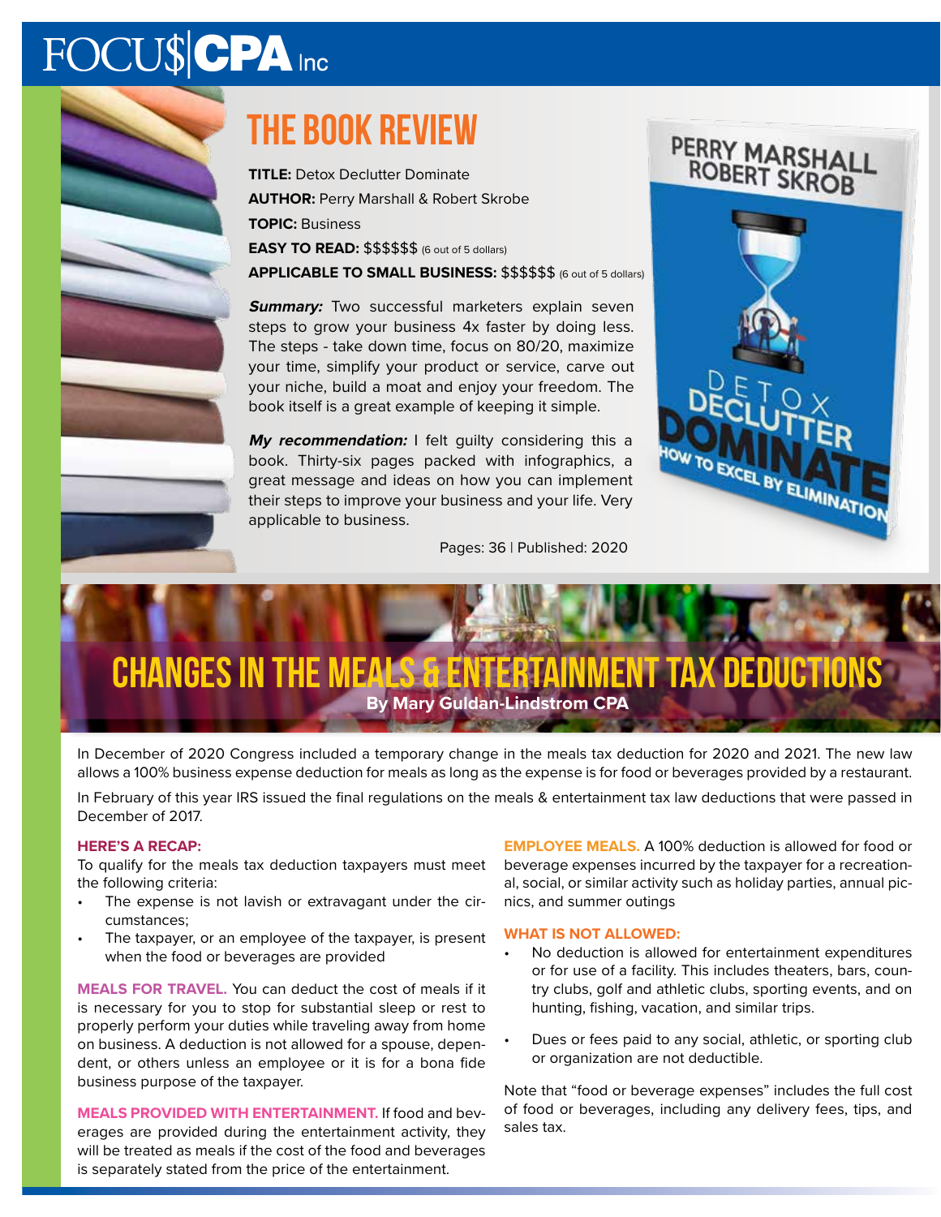FOCU$|CPA Inc

# THE BOOK REVIEW

**TITLE:** Detox Declutter Dominate

**AUTHOR:** Perry Marshall & Robert Skrobe

**TOPIC:** Business

**EASY TO READ:** $$$$$$ (6 out of 5 dollars)

**APPLICABLE TO SMALL BUSINESS:** $$$$$$ (6 out of 5 dollars)

***Summary:*** Two successful marketers explain seven steps to grow your business 4x faster by doing less. The steps - take down time, focus on 80/20, maximize your time, simplify your product or service, carve out your niche, build a moat and enjoy your freedom. The book itself is a great example of keeping it simple.

***My recommendation:*** I felt guilty considering this a book. Thirty-six pages packed with infographics, a great message and ideas on how you can implement their steps to improve your business and your life. Very applicable to business.

Pages: 36 | Published: 2020

# CHANGES IN THE MEALS & ENTERTAINMENT TAX DEDUCTIONS

**By Mary Guldan-Lindstrom CPA**

In December of 2020 Congress included a temporary change in the meals tax deduction for 2020 and 2021. The new law allows a 100% business expense deduction for meals as long as the expense is for food or beverages provided by a restaurant.

In February of this year IRS issued the final regulations on the meals & entertainment tax law deductions that were passed in December of 2017.

**HERE'S A RECAP:**

To qualify for the meals tax deduction taxpayers must meet the following criteria:

- The expense is not lavish or extravagant under the circumstances;
- The taxpayer, or an employee of the taxpayer, is present when the food or beverages are provided

**MEALS FOR TRAVEL.** You can deduct the cost of meals if it is necessary for you to stop for substantial sleep or rest to properly perform your duties while traveling away from home on business. A deduction is not allowed for a spouse, dependent, or others unless an employee or it is for a bona fide business purpose of the taxpayer.

**MEALS PROVIDED WITH ENTERTAINMENT.** If food and beverages are provided during the entertainment activity, they will be treated as meals if the cost of the food and beverages is separately stated from the price of the entertainment.

**EMPLOYEE MEALS.** A 100% deduction is allowed for food or beverage expenses incurred by the taxpayer for a recreational, social, or similar activity such as holiday parties, annual picnics, and summer outings

**WHAT IS NOT ALLOWED:**

- No deduction is allowed for entertainment expenditures or for use of a facility. This includes theaters, bars, country clubs, golf and athletic clubs, sporting events, and on hunting, fishing, vacation, and similar trips.
- Dues or fees paid to any social, athletic, or sporting club or organization are not deductible.

Note that "food or beverage expenses" includes the full cost of food or beverages, including any delivery fees, tips, and sales tax.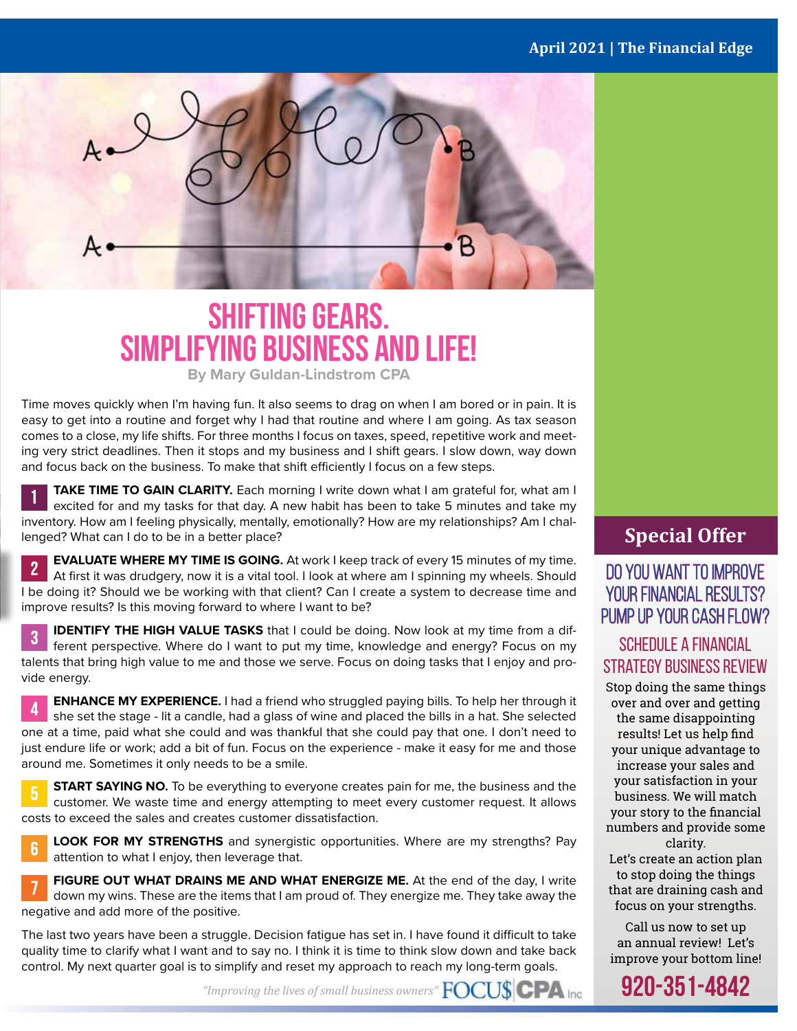# SHIFTING GEARS. SIMPLIFYING BUSINESS AND LIFE!

**By Mary Guldan-Lindstrom CPA**

Time moves quickly when I'm having fun. It also seems to drag on when I am bored or in pain. It is easy to get into a routine and forget why I had that routine and where I am going. As tax season comes to a close, my life shifts. For three months I focus on taxes, speed, repetitive work and meeting very strict deadlines. Then it stops and my business and I shift gears. I slow down, way down and focus back on the business. To make that shift efficiently I focus on a few steps.

1. **TAKE TIME TO GAIN CLARITY.** Each morning I write down what I am grateful for, what am I excited for and my tasks for that day. A new habit has been to take 5 minutes and take my inventory. How am I feeling physically, mentally, emotionally? How are my relationships? Am I challenged? What can I do to be in a better place?

2. **EVALUATE WHERE MY TIME IS GOING.** At work I keep track of every 15 minutes of my time. At first it was drudgery, now it is a vital tool. I look at where am I spinning my wheels. Should I be doing it? Should we be working with that client? Can I create a system to decrease time and improve results? Is this moving forward to where I want to be?

3. **IDENTIFY THE HIGH VALUE TASKS** that I could be doing. Now look at my time from a different perspective. Where do I want to put my time, knowledge and energy? Focus on my talents that bring high value to me and those we serve. Focus on doing tasks that I enjoy and provide energy.

4. **ENHANCE MY EXPERIENCE.** I had a friend who struggled paying bills. To help her through it she set the stage - lit a candle, had a glass of wine and placed the bills in a hat. She selected one at a time, paid what she could and was thankful that she could pay that one. I don't need to just endure life or work; add a bit of fun. Focus on the experience - make it easy for me and those around me. Sometimes it only needs to be a smile.

5. **START SAYING NO.** To be everything to everyone creates pain for me, the business and the customer. We waste time and energy attempting to meet every customer request. It allows costs to exceed the sales and creates customer dissatisfaction.

6. **LOOK FOR MY STRENGTHS** and synergistic opportunities. Where are my strengths? Pay attention to what I enjoy, then leverage that.

7. **FIGURE OUT WHAT DRAINS ME AND WHAT ENERGIZE ME.** At the end of the day, I write down my wins. These are the items that I am proud of. They energize me. They take away the negative and add more of the positive.

The last two years have been a struggle. Decision fatigue has set in. I have found it difficult to take quality time to clarify what I want and to say no. I think it is time to think slow down and take back control. My next quarter goal is to simplify and reset my approach to reach my long-term goals.

*"Improving the lives of small business owners"* FOCU$ CPA Inc

## Special Offer

### DO YOU WANT TO IMPROVE YOUR FINANCIAL RESULTS? PUMP UP YOUR CASH FLOW?

### SCHEDULE A FINANCIAL STRATEGY BUSINESS REVIEW

Stop doing the same things over and over and getting the same disappointing results! Let us help find your unique advantage to increase your sales and your satisfaction in your business. We will match your story to the financial numbers and provide some clarity.

Let's create an action plan to stop doing the things that are draining cash and focus on your strengths.

Call us now to set up an annual review! Let's improve your bottom line!

**920-351-4842**